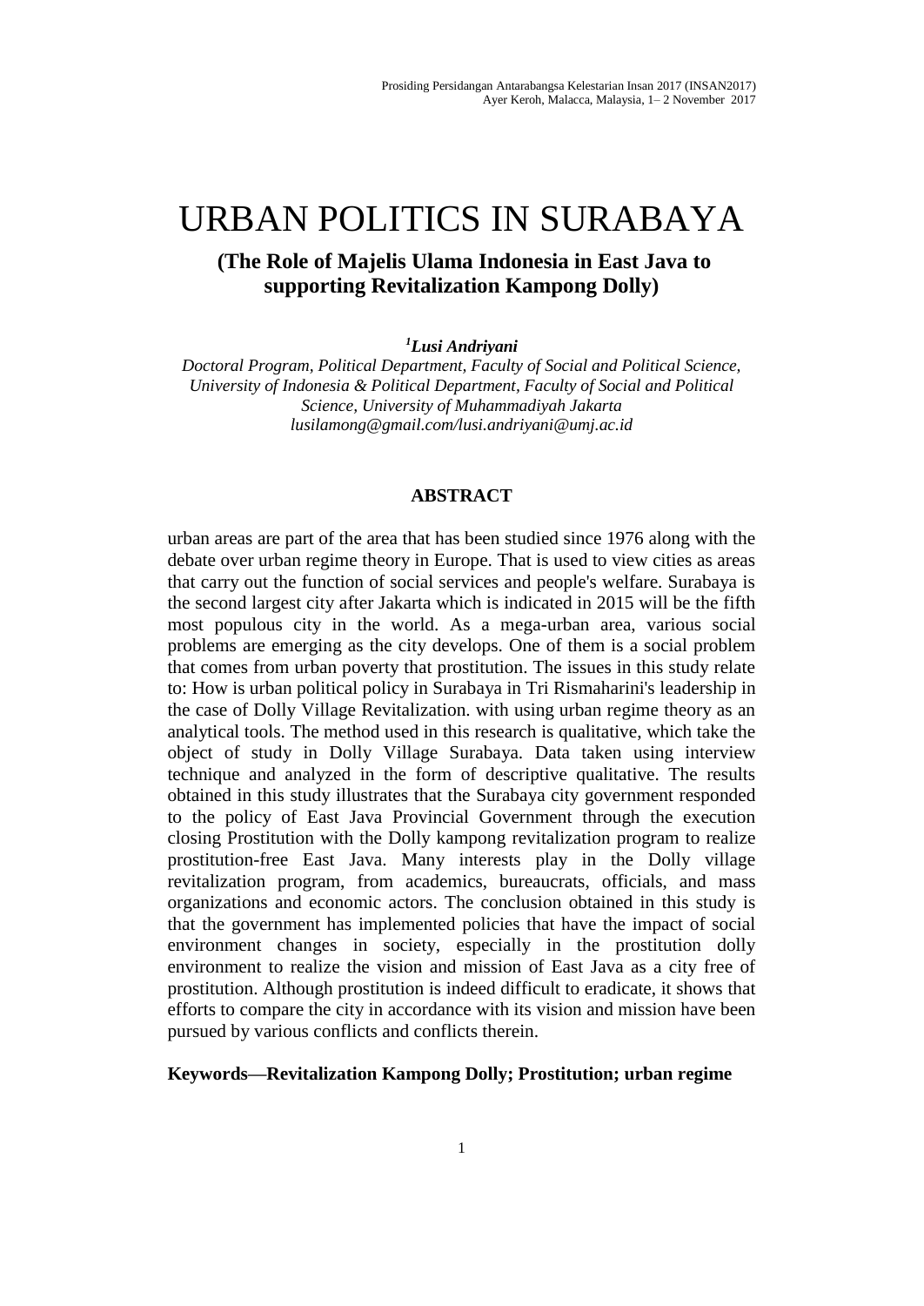# URBAN POLITICS IN SURABAYA

## (The Role of Majelis Ulama Indonesia in East Java to supporting Revitalization Kampong Dolly)

**[1]*Lusi Andriyani***

*Doctoral Program, Political Department, Faculty of Social and Political Science, University of Indonesia & Political Department, Faculty of Social and Political Science, University of Muhammadiyah Jakarta*
*lusilamong@gmail.com/lusi.andriyani@umj.ac.id*

### ABSTRACT

urban areas are part of the area that has been studied since 1976 along with the debate over urban regime theory in Europe. That is used to view cities as areas that carry out the function of social services and people's welfare. Surabaya is the second largest city after Jakarta which is indicated in 2015 will be the fifth most populous city in the world. As a mega-urban area, various social problems are emerging as the city develops. One of them is a social problem that comes from urban poverty that prostitution. The issues in this study relate to: How is urban political policy in Surabaya in Tri Rismaharini's leadership in the case of Dolly Village Revitalization. with using urban regime theory as an analytical tools. The method used in this research is qualitative, which take the object of study in Dolly Village Surabaya. Data taken using interview technique and analyzed in the form of descriptive qualitative. The results obtained in this study illustrates that the Surabaya city government responded to the policy of East Java Provincial Government through the execution closing Prostitution with the Dolly kampong revitalization program to realize prostitution-free East Java. Many interests play in the Dolly village revitalization program, from academics, bureaucrats, officials, and mass organizations and economic actors. The conclusion obtained in this study is that the government has implemented policies that have the impact of social environment changes in society, especially in the prostitution dolly environment to realize the vision and mission of East Java as a city free of prostitution. Although prostitution is indeed difficult to eradicate, it shows that efforts to compare the city in accordance with its vision and mission have been pursued by various conflicts and conflicts therein.

**Keywords—Revitalization Kampong Dolly; Prostitution; urban regime**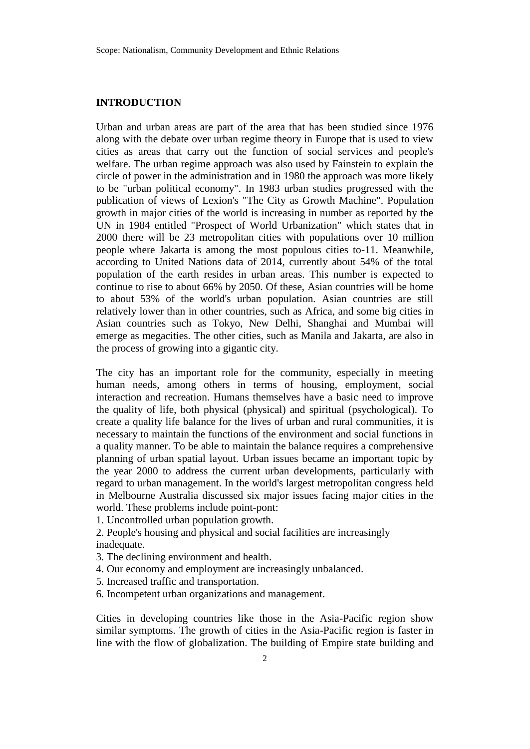## INTRODUCTION

Urban and urban areas are part of the area that has been studied since 1976 along with the debate over urban regime theory in Europe that is used to view cities as areas that carry out the function of social services and people's welfare. The urban regime approach was also used by Fainstein to explain the circle of power in the administration and in 1980 the approach was more likely to be "urban political economy". In 1983 urban studies progressed with the publication of views of Lexion's "The City as Growth Machine". Population growth in major cities of the world is increasing in number as reported by the UN in 1984 entitled "Prospect of World Urbanization" which states that in 2000 there will be 23 metropolitan cities with populations over 10 million people where Jakarta is among the most populous cities to-11. Meanwhile, according to United Nations data of 2014, currently about 54% of the total population of the earth resides in urban areas. This number is expected to continue to rise to about 66% by 2050. Of these, Asian countries will be home to about 53% of the world's urban population. Asian countries are still relatively lower than in other countries, such as Africa, and some big cities in Asian countries such as Tokyo, New Delhi, Shanghai and Mumbai will emerge as megacities. The other cities, such as Manila and Jakarta, are also in the process of growing into a gigantic city.

The city has an important role for the community, especially in meeting human needs, among others in terms of housing, employment, social interaction and recreation. Humans themselves have a basic need to improve the quality of life, both physical (physical) and spiritual (psychological). To create a quality life balance for the lives of urban and rural communities, it is necessary to maintain the functions of the environment and social functions in a quality manner. To be able to maintain the balance requires a comprehensive planning of urban spatial layout. Urban issues became an important topic by the year 2000 to address the current urban developments, particularly with regard to urban management. In the world's largest metropolitan congress held in Melbourne Australia discussed six major issues facing major cities in the world. These problems include point-pont:

1. Uncontrolled urban population growth.
2. People's housing and physical and social facilities are increasingly inadequate.
3. The declining environment and health.
4. Our economy and employment are increasingly unbalanced.
5. Increased traffic and transportation.
6. Incompetent urban organizations and management.

Cities in developing countries like those in the Asia-Pacific region show similar symptoms. The growth of cities in the Asia-Pacific region is faster in line with the flow of globalization. The building of Empire state building and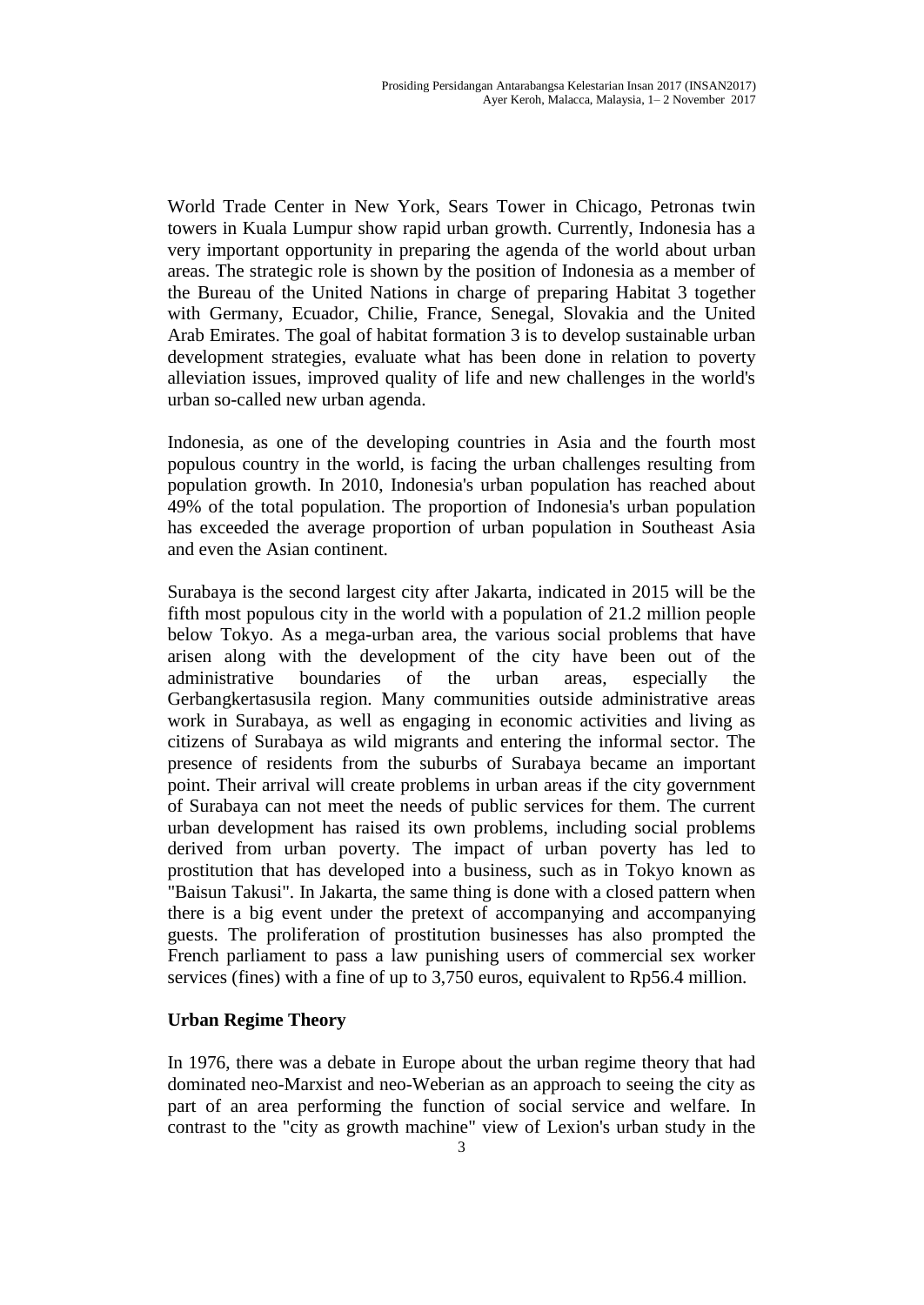World Trade Center in New York, Sears Tower in Chicago, Petronas twin towers in Kuala Lumpur show rapid urban growth. Currently, Indonesia has a very important opportunity in preparing the agenda of the world about urban areas. The strategic role is shown by the position of Indonesia as a member of the Bureau of the United Nations in charge of preparing Habitat 3 together with Germany, Ecuador, Chilie, France, Senegal, Slovakia and the United Arab Emirates. The goal of habitat formation 3 is to develop sustainable urban development strategies, evaluate what has been done in relation to poverty alleviation issues, improved quality of life and new challenges in the world's urban so-called new urban agenda.

Indonesia, as one of the developing countries in Asia and the fourth most populous country in the world, is facing the urban challenges resulting from population growth. In 2010, Indonesia's urban population has reached about 49% of the total population. The proportion of Indonesia's urban population has exceeded the average proportion of urban population in Southeast Asia and even the Asian continent.

Surabaya is the second largest city after Jakarta, indicated in 2015 will be the fifth most populous city in the world with a population of 21.2 million people below Tokyo. As a mega-urban area, the various social problems that have arisen along with the development of the city have been out of the administrative boundaries of the urban areas, especially the Gerbangkertasusila region. Many communities outside administrative areas work in Surabaya, as well as engaging in economic activities and living as citizens of Surabaya as wild migrants and entering the informal sector. The presence of residents from the suburbs of Surabaya became an important point. Their arrival will create problems in urban areas if the city government of Surabaya can not meet the needs of public services for them. The current urban development has raised its own problems, including social problems derived from urban poverty. The impact of urban poverty has led to prostitution that has developed into a business, such as in Tokyo known as "Baisun Takusi". In Jakarta, the same thing is done with a closed pattern when there is a big event under the pretext of accompanying and accompanying guests. The proliferation of prostitution businesses has also prompted the French parliament to pass a law punishing users of commercial sex worker services (fines) with a fine of up to 3,750 euros, equivalent to Rp56.4 million.

**Urban Regime Theory**

In 1976, there was a debate in Europe about the urban regime theory that had dominated neo-Marxist and neo-Weberian as an approach to seeing the city as part of an area performing the function of social service and welfare. In contrast to the "city as growth machine" view of Lexion's urban study in the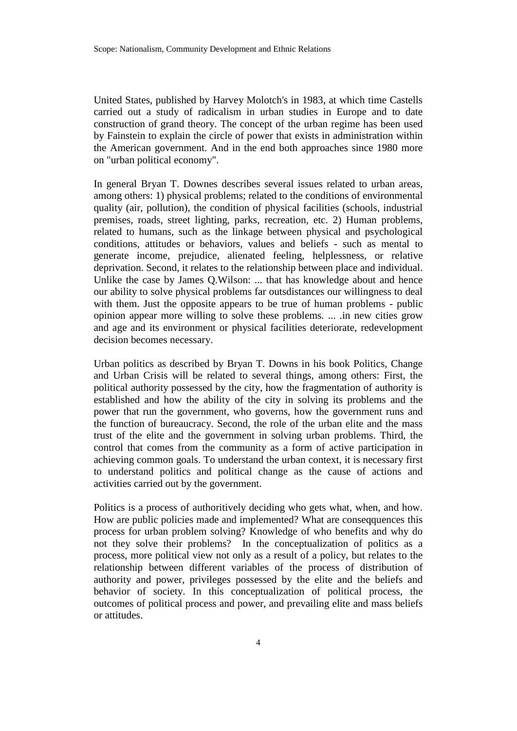United States, published by Harvey Molotch's in 1983, at which time Castells carried out a study of radicalism in urban studies in Europe and to date construction of grand theory. The concept of the urban regime has been used by Fainstein to explain the circle of power that exists in administration within the American government. And in the end both approaches since 1980 more on "urban political economy".

In general Bryan T. Downes describes several issues related to urban areas, among others: 1) physical problems; related to the conditions of environmental quality (air, pollution), the condition of physical facilities (schools, industrial premises, roads, street lighting, parks, recreation, etc. 2) Human problems, related to humans, such as the linkage between physical and psychological conditions, attitudes or behaviors, values and beliefs - such as mental to generate income, prejudice, alienated feeling, helplessness, or relative deprivation. Second, it relates to the relationship between place and individual. Unlike the case by James Q.Wilson: ... that has knowledge about and hence our ability to solve physical problems far outsdistances our willingness to deal with them. Just the opposite appears to be true of human problems - public opinion appear more willing to solve these problems. ... .in new cities grow and age and its environment or physical facilities deteriorate, redevelopment decision becomes necessary.

Urban politics as described by Bryan T. Downs in his book Politics, Change and Urban Crisis will be related to several things, among others: First, the political authority possessed by the city, how the fragmentation of authority is established and how the ability of the city in solving its problems and the power that run the government, who governs, how the government runs and the function of bureaucracy. Second, the role of the urban elite and the mass trust of the elite and the government in solving urban problems. Third, the control that comes from the community as a form of active participation in achieving common goals. To understand the urban context, it is necessary first to understand politics and political change as the cause of actions and activities carried out by the government.

Politics is a process of authoritively deciding who gets what, when, and how. How are public policies made and implemented? What are conseqquences this process for urban problem solving? Knowledge of who benefits and why do not they solve their problems? In the conceptualization of politics as a process, more political view not only as a result of a policy, but relates to the relationship between different variables of the process of distribution of authority and power, privileges possessed by the elite and the beliefs and behavior of society. In this conceptualization of political process, the outcomes of political process and power, and prevailing elite and mass beliefs or attitudes.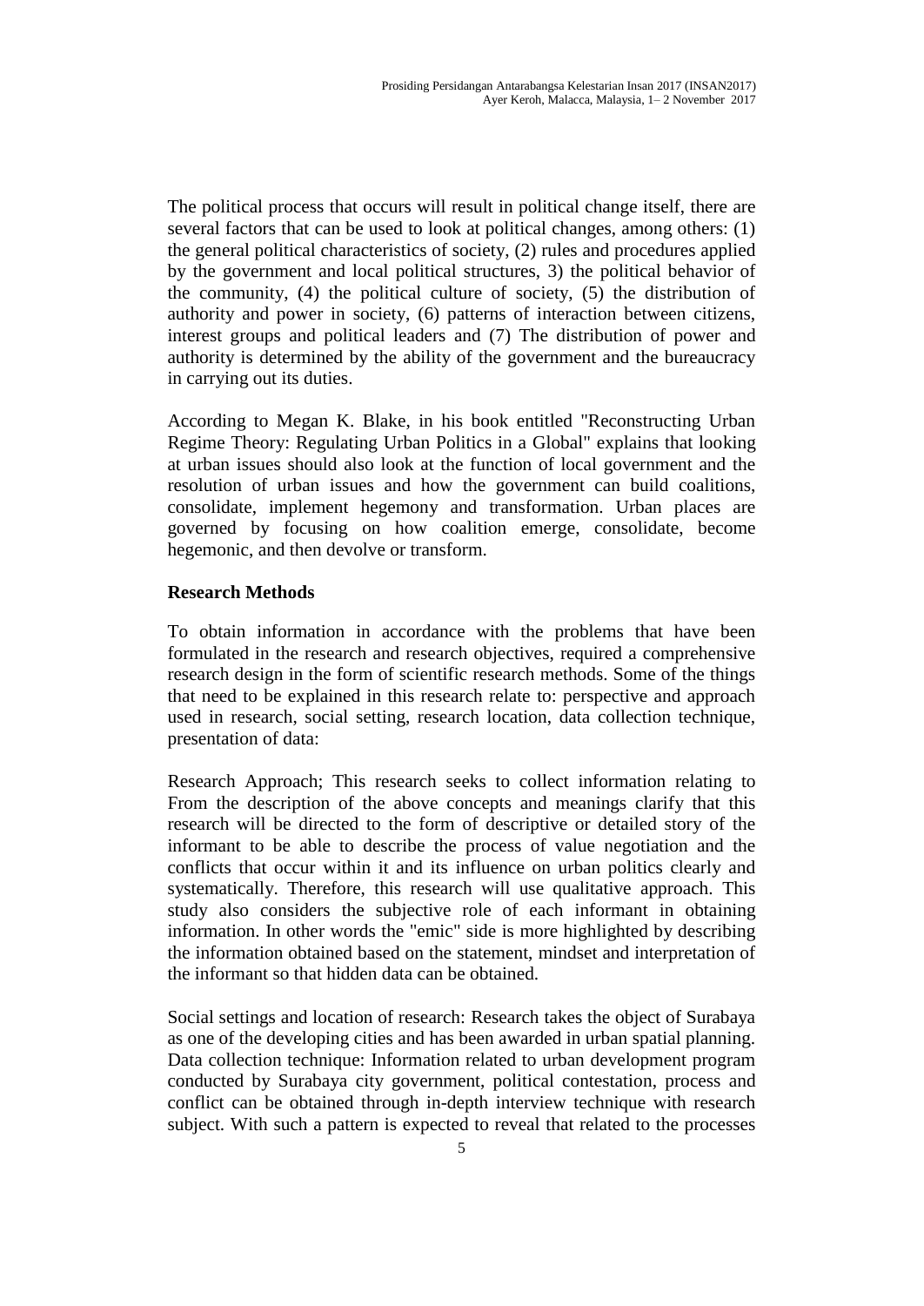The political process that occurs will result in political change itself, there are several factors that can be used to look at political changes, among others: (1) the general political characteristics of society, (2) rules and procedures applied by the government and local political structures, 3) the political behavior of the community, (4) the political culture of society, (5) the distribution of authority and power in society, (6) patterns of interaction between citizens, interest groups and political leaders and (7) The distribution of power and authority is determined by the ability of the government and the bureaucracy in carrying out its duties.

According to Megan K. Blake, in his book entitled "Reconstructing Urban Regime Theory: Regulating Urban Politics in a Global" explains that looking at urban issues should also look at the function of local government and the resolution of urban issues and how the government can build coalitions, consolidate, implement hegemony and transformation. Urban places are governed by focusing on how coalition emerge, consolidate, become hegemonic, and then devolve or transform.

## Research Methods

To obtain information in accordance with the problems that have been formulated in the research and research objectives, required a comprehensive research design in the form of scientific research methods. Some of the things that need to be explained in this research relate to: perspective and approach used in research, social setting, research location, data collection technique, presentation of data:

Research Approach; This research seeks to collect information relating to From the description of the above concepts and meanings clarify that this research will be directed to the form of descriptive or detailed story of the informant to be able to describe the process of value negotiation and the conflicts that occur within it and its influence on urban politics clearly and systematically. Therefore, this research will use qualitative approach. This study also considers the subjective role of each informant in obtaining information. In other words the "emic" side is more highlighted by describing the information obtained based on the statement, mindset and interpretation of the informant so that hidden data can be obtained.

Social settings and location of research: Research takes the object of Surabaya as one of the developing cities and has been awarded in urban spatial planning. Data collection technique: Information related to urban development program conducted by Surabaya city government, political contestation, process and conflict can be obtained through in-depth interview technique with research subject. With such a pattern is expected to reveal that related to the processes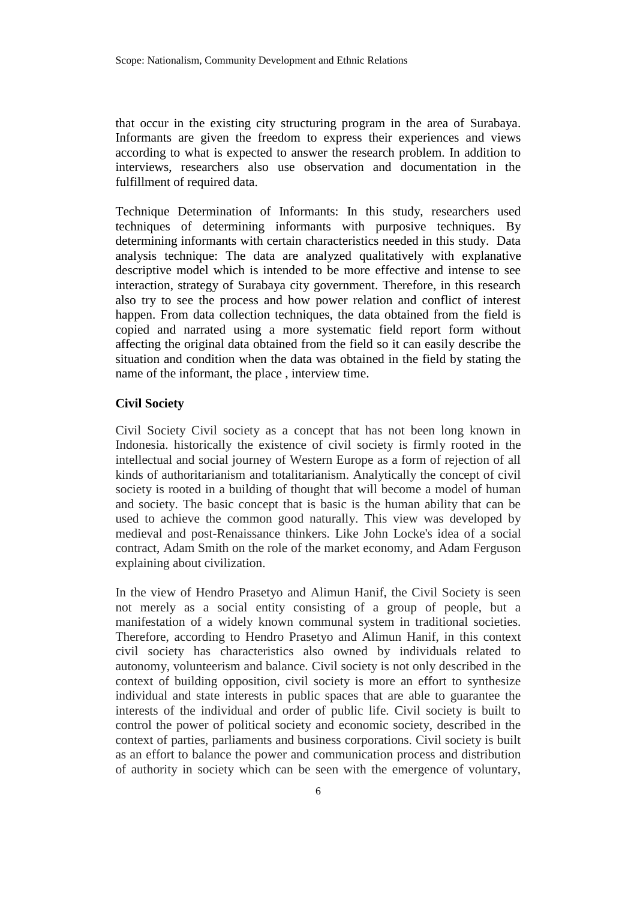that occur in the existing city structuring program in the area of Surabaya. Informants are given the freedom to express their experiences and views according to what is expected to answer the research problem. In addition to interviews, researchers also use observation and documentation in the fulfillment of required data.

Technique Determination of Informants: In this study, researchers used techniques of determining informants with purposive techniques. By determining informants with certain characteristics needed in this study. Data analysis technique: The data are analyzed qualitatively with explanative descriptive model which is intended to be more effective and intense to see interaction, strategy of Surabaya city government. Therefore, in this research also try to see the process and how power relation and conflict of interest happen. From data collection techniques, the data obtained from the field is copied and narrated using a more systematic field report form without affecting the original data obtained from the field so it can easily describe the situation and condition when the data was obtained in the field by stating the name of the informant, the place , interview time.

**Civil Society**

Civil Society Civil society as a concept that has not been long known in Indonesia. historically the existence of civil society is firmly rooted in the intellectual and social journey of Western Europe as a form of rejection of all kinds of authoritarianism and totalitarianism. Analytically the concept of civil society is rooted in a building of thought that will become a model of human and society. The basic concept that is basic is the human ability that can be used to achieve the common good naturally. This view was developed by medieval and post-Renaissance thinkers. Like John Locke's idea of a social contract, Adam Smith on the role of the market economy, and Adam Ferguson explaining about civilization.

In the view of Hendro Prasetyo and Alimun Hanif, the Civil Society is seen not merely as a social entity consisting of a group of people, but a manifestation of a widely known communal system in traditional societies. Therefore, according to Hendro Prasetyo and Alimun Hanif, in this context civil society has characteristics also owned by individuals related to autonomy, volunteerism and balance. Civil society is not only described in the context of building opposition, civil society is more an effort to synthesize individual and state interests in public spaces that are able to guarantee the interests of the individual and order of public life. Civil society is built to control the power of political society and economic society, described in the context of parties, parliaments and business corporations. Civil society is built as an effort to balance the power and communication process and distribution of authority in society which can be seen with the emergence of voluntary,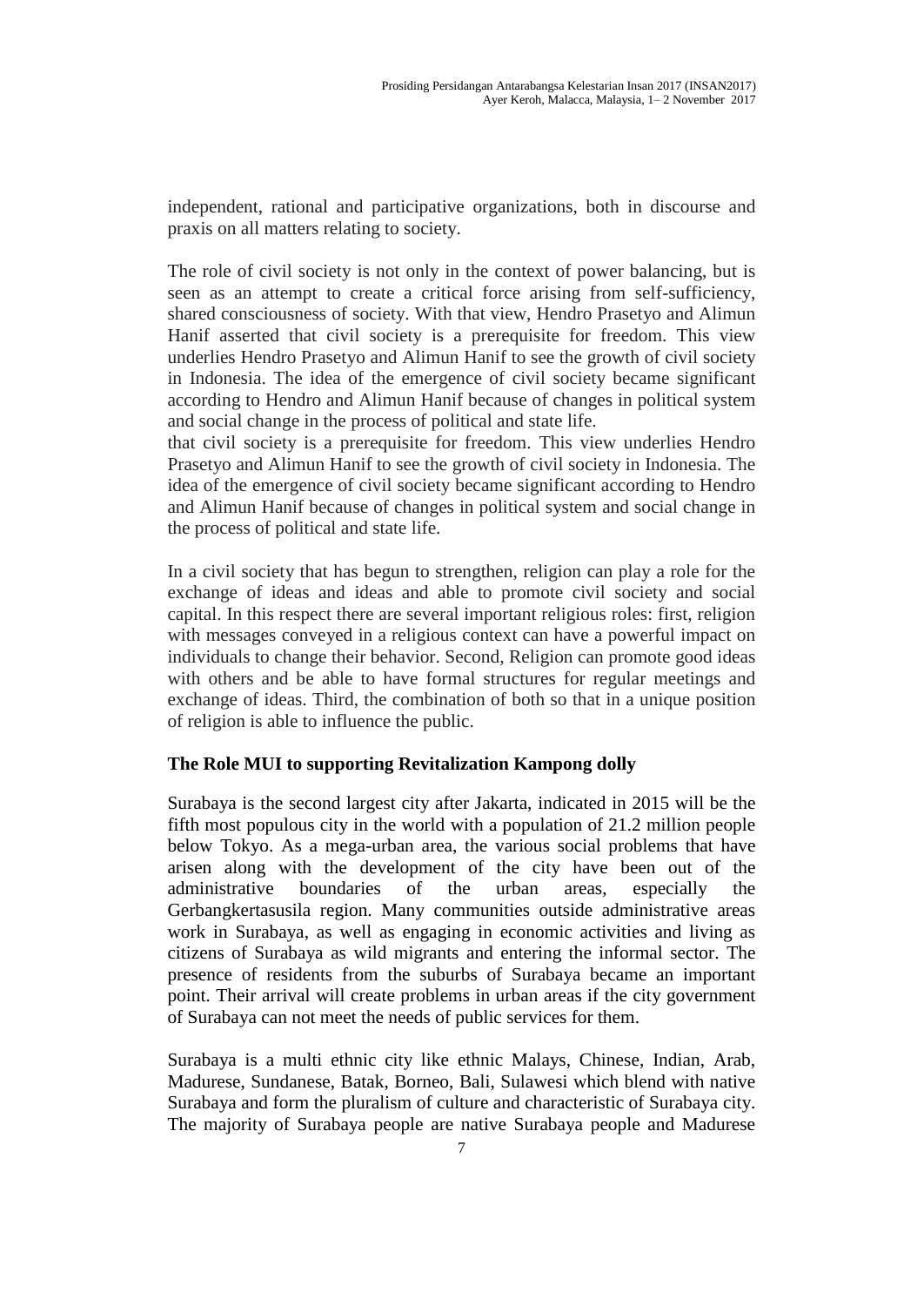independent, rational and participative organizations, both in discourse and praxis on all matters relating to society.

The role of civil society is not only in the context of power balancing, but is seen as an attempt to create a critical force arising from self-sufficiency, shared consciousness of society. With that view, Hendro Prasetyo and Alimun Hanif asserted that civil society is a prerequisite for freedom. This view underlies Hendro Prasetyo and Alimun Hanif to see the growth of civil society in Indonesia. The idea of the emergence of civil society became significant according to Hendro and Alimun Hanif because of changes in political system and social change in the process of political and state life.
that civil society is a prerequisite for freedom. This view underlies Hendro Prasetyo and Alimun Hanif to see the growth of civil society in Indonesia. The idea of the emergence of civil society became significant according to Hendro and Alimun Hanif because of changes in political system and social change in the process of political and state life.

In a civil society that has begun to strengthen, religion can play a role for the exchange of ideas and ideas and able to promote civil society and social capital. In this respect there are several important religious roles: first, religion with messages conveyed in a religious context can have a powerful impact on individuals to change their behavior. Second, Religion can promote good ideas with others and be able to have formal structures for regular meetings and exchange of ideas. Third, the combination of both so that in a unique position of religion is able to influence the public.

**The Role MUI to supporting Revitalization Kampong dolly**

Surabaya is the second largest city after Jakarta, indicated in 2015 will be the fifth most populous city in the world with a population of 21.2 million people below Tokyo. As a mega-urban area, the various social problems that have arisen along with the development of the city have been out of the administrative boundaries of the urban areas, especially the Gerbangkertasusila region. Many communities outside administrative areas work in Surabaya, as well as engaging in economic activities and living as citizens of Surabaya as wild migrants and entering the informal sector. The presence of residents from the suburbs of Surabaya became an important point. Their arrival will create problems in urban areas if the city government of Surabaya can not meet the needs of public services for them.

Surabaya is a multi ethnic city like ethnic Malays, Chinese, Indian, Arab, Madurese, Sundanese, Batak, Borneo, Bali, Sulawesi which blend with native Surabaya and form the pluralism of culture and characteristic of Surabaya city. The majority of Surabaya people are native Surabaya people and Madurese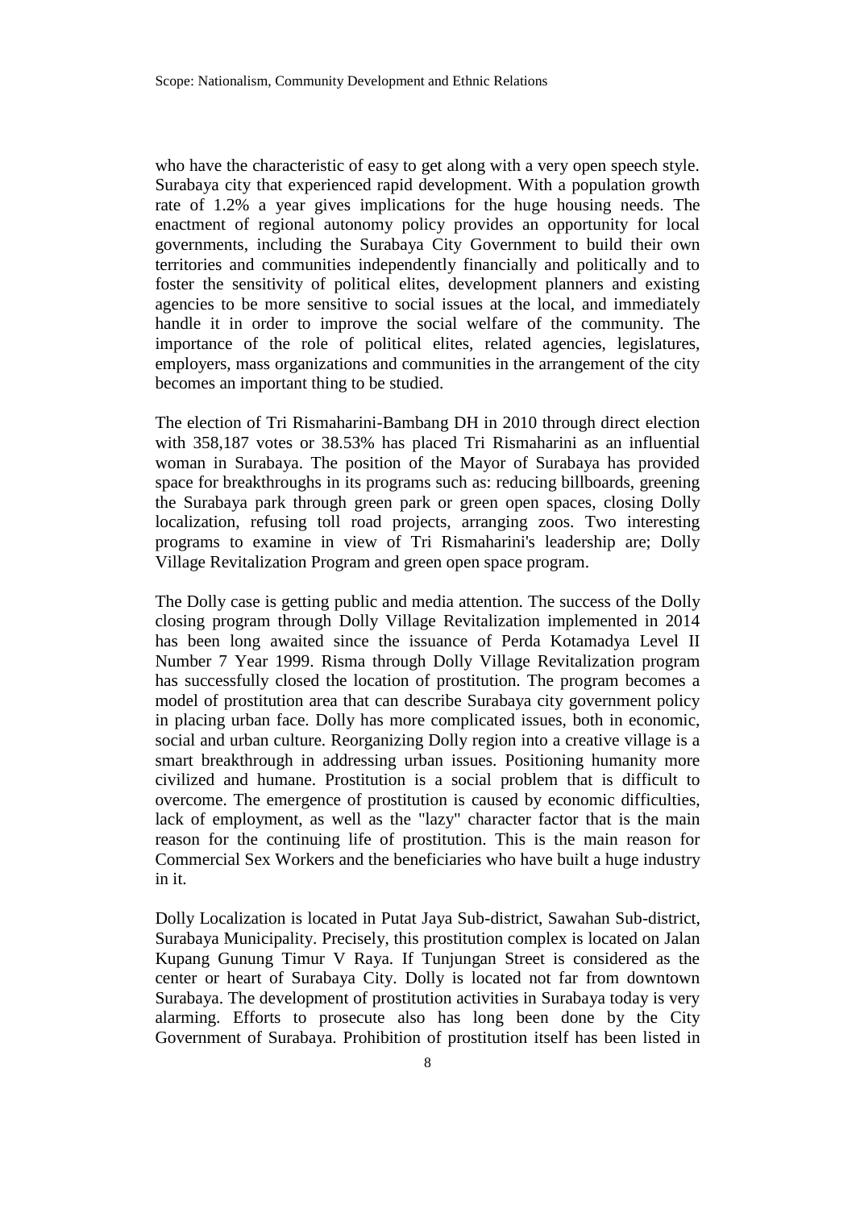who have the characteristic of easy to get along with a very open speech style. Surabaya city that experienced rapid development. With a population growth rate of 1.2% a year gives implications for the huge housing needs. The enactment of regional autonomy policy provides an opportunity for local governments, including the Surabaya City Government to build their own territories and communities independently financially and politically and to foster the sensitivity of political elites, development planners and existing agencies to be more sensitive to social issues at the local, and immediately handle it in order to improve the social welfare of the community. The importance of the role of political elites, related agencies, legislatures, employers, mass organizations and communities in the arrangement of the city becomes an important thing to be studied.

The election of Tri Rismaharini-Bambang DH in 2010 through direct election with 358,187 votes or 38.53% has placed Tri Rismaharini as an influential woman in Surabaya. The position of the Mayor of Surabaya has provided space for breakthroughs in its programs such as: reducing billboards, greening the Surabaya park through green park or green open spaces, closing Dolly localization, refusing toll road projects, arranging zoos. Two interesting programs to examine in view of Tri Rismaharini's leadership are; Dolly Village Revitalization Program and green open space program.

The Dolly case is getting public and media attention. The success of the Dolly closing program through Dolly Village Revitalization implemented in 2014 has been long awaited since the issuance of Perda Kotamadya Level II Number 7 Year 1999. Risma through Dolly Village Revitalization program has successfully closed the location of prostitution. The program becomes a model of prostitution area that can describe Surabaya city government policy in placing urban face. Dolly has more complicated issues, both in economic, social and urban culture. Reorganizing Dolly region into a creative village is a smart breakthrough in addressing urban issues. Positioning humanity more civilized and humane. Prostitution is a social problem that is difficult to overcome. The emergence of prostitution is caused by economic difficulties, lack of employment, as well as the "lazy" character factor that is the main reason for the continuing life of prostitution. This is the main reason for Commercial Sex Workers and the beneficiaries who have built a huge industry in it.

Dolly Localization is located in Putat Jaya Sub-district, Sawahan Sub-district, Surabaya Municipality. Precisely, this prostitution complex is located on Jalan Kupang Gunung Timur V Raya. If Tunjungan Street is considered as the center or heart of Surabaya City. Dolly is located not far from downtown Surabaya. The development of prostitution activities in Surabaya today is very alarming. Efforts to prosecute also has long been done by the City Government of Surabaya. Prohibition of prostitution itself has been listed in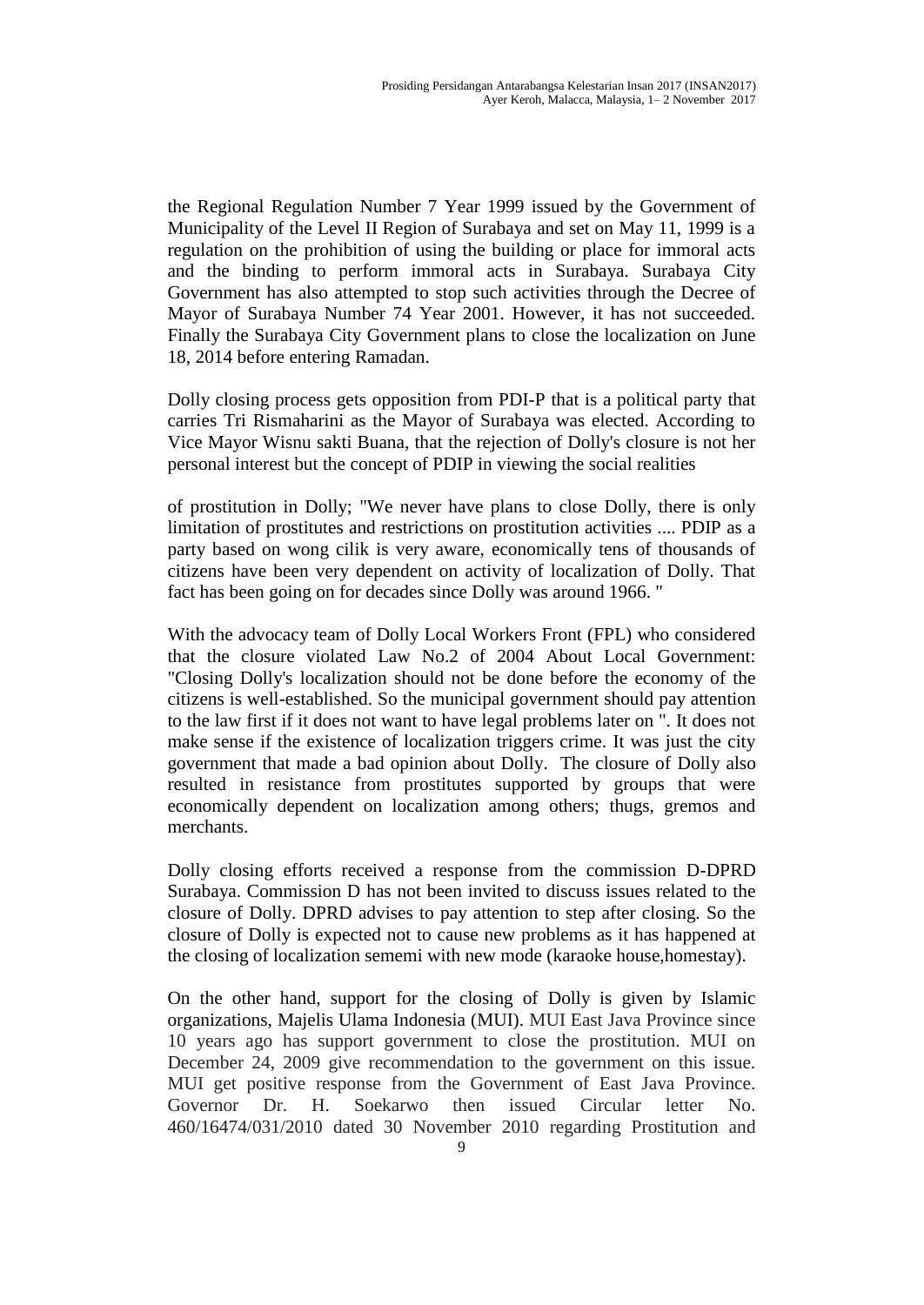the Regional Regulation Number 7 Year 1999 issued by the Government of Municipality of the Level II Region of Surabaya and set on May 11, 1999 is a regulation on the prohibition of using the building or place for immoral acts and the binding to perform immoral acts in Surabaya. Surabaya City Government has also attempted to stop such activities through the Decree of Mayor of Surabaya Number 74 Year 2001. However, it has not succeeded. Finally the Surabaya City Government plans to close the localization on June 18, 2014 before entering Ramadan.

Dolly closing process gets opposition from PDI-P that is a political party that carries Tri Rismaharini as the Mayor of Surabaya was elected. According to Vice Mayor Wisnu sakti Buana, that the rejection of Dolly's closure is not her personal interest but the concept of PDIP in viewing the social realities

of prostitution in Dolly; "We never have plans to close Dolly, there is only limitation of prostitutes and restrictions on prostitution activities .... PDIP as a party based on wong cilik is very aware, economically tens of thousands of citizens have been very dependent on activity of localization of Dolly. That fact has been going on for decades since Dolly was around 1966. "

With the advocacy team of Dolly Local Workers Front (FPL) who considered that the closure violated Law No.2 of 2004 About Local Government: "Closing Dolly's localization should not be done before the economy of the citizens is well-established. So the municipal government should pay attention to the law first if it does not want to have legal problems later on ". It does not make sense if the existence of localization triggers crime. It was just the city government that made a bad opinion about Dolly. The closure of Dolly also resulted in resistance from prostitutes supported by groups that were economically dependent on localization among others; thugs, gremos and merchants.

Dolly closing efforts received a response from the commission D-DPRD Surabaya. Commission D has not been invited to discuss issues related to the closure of Dolly. DPRD advises to pay attention to step after closing. So the closure of Dolly is expected not to cause new problems as it has happened at the closing of localization sememi with new mode (karaoke house,homestay).

On the other hand, support for the closing of Dolly is given by Islamic organizations, Majelis Ulama Indonesia (MUI). MUI East Java Province since 10 years ago has support government to close the prostitution. MUI on December 24, 2009 give recommendation to the government on this issue. MUI get positive response from the Government of East Java Province. Governor Dr. H. Soekarwo then issued Circular letter No. 460/16474/031/2010 dated 30 November 2010 regarding Prostitution and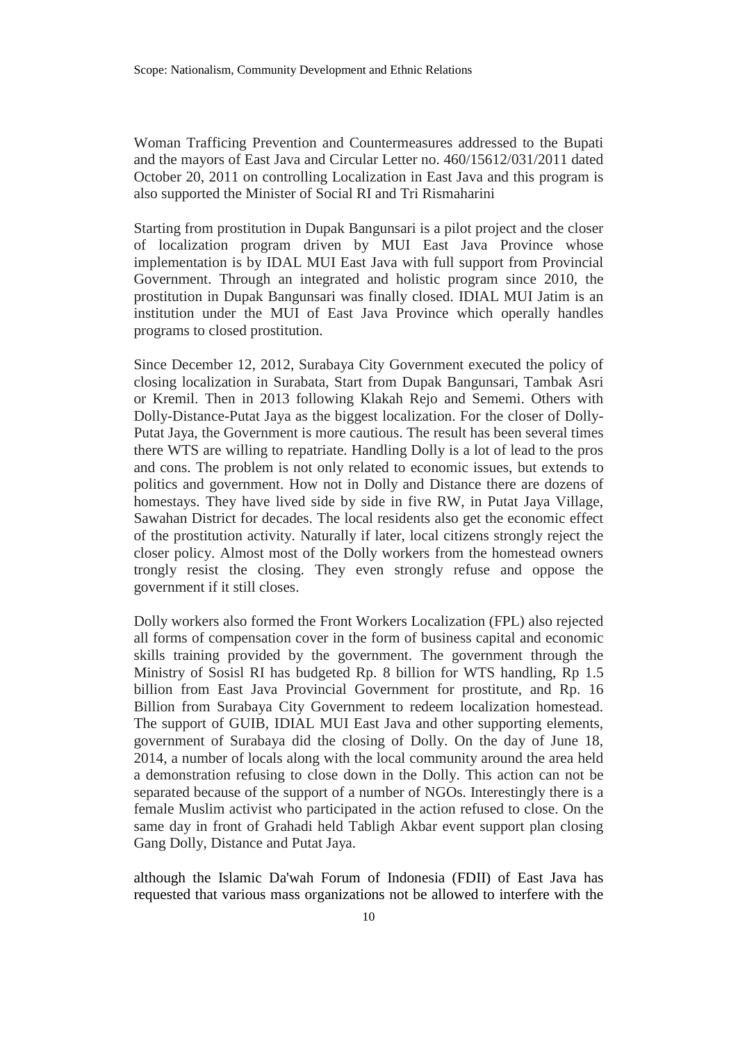Woman Trafficing Prevention and Countermeasures addressed to the Bupati and the mayors of East Java and Circular Letter no. 460/15612/031/2011 dated October 20, 2011 on controlling Localization in East Java and this program is also supported the Minister of Social RI and Tri Rismaharini

Starting from prostitution in Dupak Bangunsari is a pilot project and the closer of localization program driven by MUI East Java Province whose implementation is by IDAL MUI East Java with full support from Provincial Government. Through an integrated and holistic program since 2010, the prostitution in Dupak Bangunsari was finally closed. IDIAL MUI Jatim is an institution under the MUI of East Java Province which operally handles programs to closed prostitution.

Since December 12, 2012, Surabaya City Government executed the policy of closing localization in Surabata, Start from Dupak Bangunsari, Tambak Asri or Kremil. Then in 2013 following Klakah Rejo and Sememi. Others with Dolly-Distance-Putat Jaya as the biggest localization. For the closer of Dolly-Putat Jaya, the Government is more cautious. The result has been several times there WTS are willing to repatriate. Handling Dolly is a lot of lead to the pros and cons. The problem is not only related to economic issues, but extends to politics and government. How not in Dolly and Distance there are dozens of homestays. They have lived side by side in five RW, in Putat Jaya Village, Sawahan District for decades. The local residents also get the economic effect of the prostitution activity. Naturally if later, local citizens strongly reject the closer policy. Almost most of the Dolly workers from the homestead owners trongly resist the closing. They even strongly refuse and oppose the government if it still closes.

Dolly workers also formed the Front Workers Localization (FPL) also rejected all forms of compensation cover in the form of business capital and economic skills training provided by the government. The government through the Ministry of Sosisl RI has budgeted Rp. 8 billion for WTS handling, Rp 1.5 billion from East Java Provincial Government for prostitute, and Rp. 16 Billion from Surabaya City Government to redeem localization homestead. The support of GUIB, IDIAL MUI East Java and other supporting elements, government of Surabaya did the closing of Dolly. On the day of June 18, 2014, a number of locals along with the local community around the area held a demonstration refusing to close down in the Dolly. This action can not be separated because of the support of a number of NGOs. Interestingly there is a female Muslim activist who participated in the action refused to close. On the same day in front of Grahadi held Tabligh Akbar event support plan closing Gang Dolly, Distance and Putat Jaya.

although the Islamic Da'wah Forum of Indonesia (FDII) of East Java has requested that various mass organizations not be allowed to interfere with the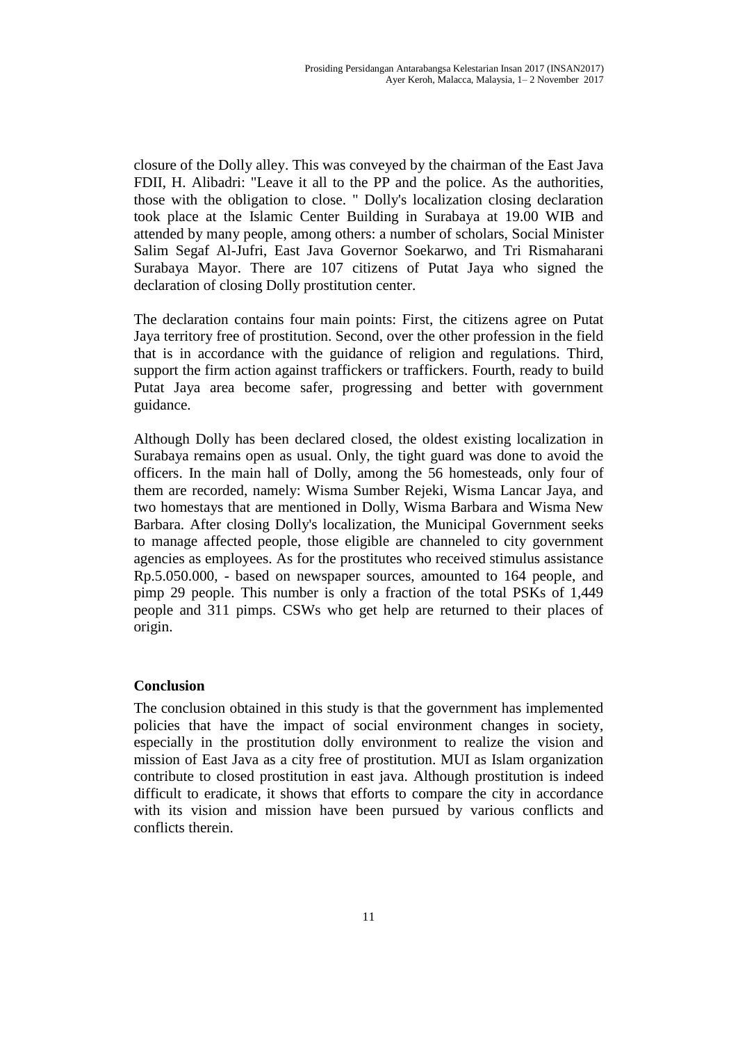closure of the Dolly alley. This was conveyed by the chairman of the East Java FDII, H. Alibadri: "Leave it all to the PP and the police. As the authorities, those with the obligation to close. " Dolly's localization closing declaration took place at the Islamic Center Building in Surabaya at 19.00 WIB and attended by many people, among others: a number of scholars, Social Minister Salim Segaf Al-Jufri, East Java Governor Soekarwo, and Tri Rismaharani Surabaya Mayor. There are 107 citizens of Putat Jaya who signed the declaration of closing Dolly prostitution center.

The declaration contains four main points: First, the citizens agree on Putat Jaya territory free of prostitution. Second, over the other profession in the field that is in accordance with the guidance of religion and regulations. Third, support the firm action against traffickers or traffickers. Fourth, ready to build Putat Jaya area become safer, progressing and better with government guidance.

Although Dolly has been declared closed, the oldest existing localization in Surabaya remains open as usual. Only, the tight guard was done to avoid the officers. In the main hall of Dolly, among the 56 homesteads, only four of them are recorded, namely: Wisma Sumber Rejeki, Wisma Lancar Jaya, and two homestays that are mentioned in Dolly, Wisma Barbara and Wisma New Barbara. After closing Dolly's localization, the Municipal Government seeks to manage affected people, those eligible are channeled to city government agencies as employees. As for the prostitutes who received stimulus assistance Rp.5.050.000, - based on newspaper sources, amounted to 164 people, and pimp 29 people. This number is only a fraction of the total PSKs of 1,449 people and 311 pimps. CSWs who get help are returned to their places of origin.

## Conclusion

The conclusion obtained in this study is that the government has implemented policies that have the impact of social environment changes in society, especially in the prostitution dolly environment to realize the vision and mission of East Java as a city free of prostitution. MUI as Islam organization contribute to closed prostitution in east java. Although prostitution is indeed difficult to eradicate, it shows that efforts to compare the city in accordance with its vision and mission have been pursued by various conflicts and conflicts therein.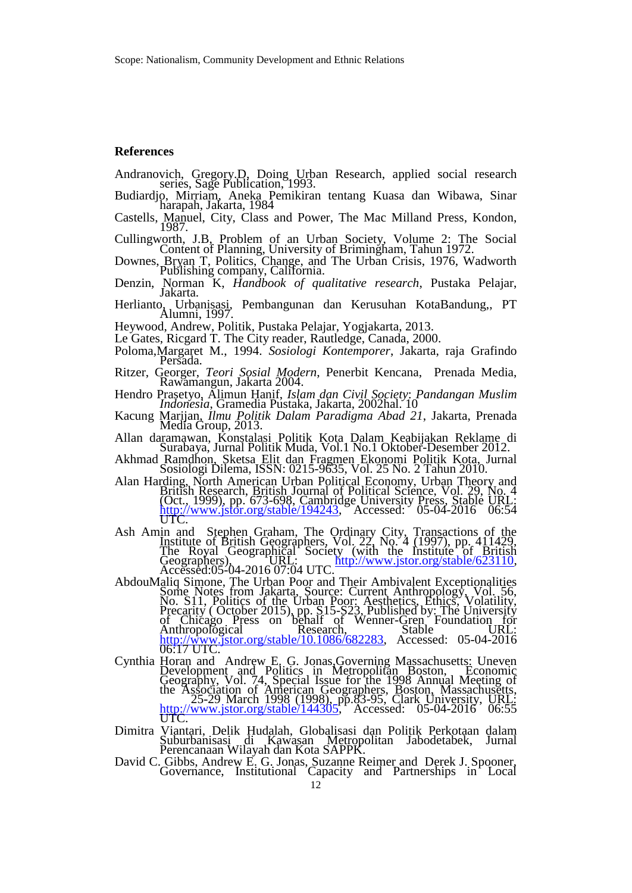## References

Andranovich, Gregory.D, Doing Urban Research, applied social research series, Sage Publication, 1993.

Budiardjo, Mirriam, Aneka Pemikiran tentang Kuasa dan Wibawa, Sinar harapah, Jakarta, 1984

Castells, Manuel, City, Class and Power, The Mac Milland Press, Kondon, 1987.

Cullingworth, J.B, Problem of an Urban Society, Volume 2: The Social Content of Planning, University of Brimingham, Tahun 1972.

Downes, Bryan T, Politics, Change, and The Urban Crisis, 1976, Wadworth Publishing company, California.

Denzin, Norman K, *Handbook of qualitative research*, Pustaka Pelajar, Jakarta.

Herlianto, Urbanisasi, Pembangunan dan Kerusuhan KotaBandung,, PT Alumni, 1997.

Heywood, Andrew, Politik, Pustaka Pelajar, Yogjakarta, 2013.

Le Gates, Ricgard T. The City reader, Rautledge, Canada, 2000.

Poloma,Margaret M., 1994. *Sosiologi Kontemporer*, Jakarta, raja Grafindo Persada.

Ritzer, Georger, *Teori Sosial Modern*, Penerbit Kencana, Prenada Media, Rawamangun, Jakarta 2004.

Hendro Prasetyo, Alimun Hanif, *Islam dan Civil Society: Pandangan Muslim Indonesia*, Gramedia Pustaka, Jakarta, 2002hal. 10

Kacung Marijan, *Ilmu Politik Dalam Paradigma Abad 21*, Jakarta, Prenada Media Group, 2013.

Allan daramawan, Konstalasi Politik Kota Dalam Keabijakan Reklame di Surabaya, Jurnal Politik Muda, Vol.1 No.1 Oktober-Desember 2012.

Akhmad Ramdhon, Sketsa Elit dan Fragmen Ekonomi Politik Kota, Jurnal Sosiologi Dilema, ISSN: 0215-9635, Vol. 25 No. 2 Tahun 2010.

Alan Harding, North American Urban Political Economy, Urban Theory and British Research, British Journal of Political Science, Vol. 29, No. 4 (Oct., 1999), pp. 673-698, Cambridge University Press, Stable URL: http://www.jstor.org/stable/194243, Accessed: 05-04-2016 06:54 UTC.

Ash Amin and Stephen Graham, The Ordinary City, Transactions of the Institute of British Geographers, Vol. 22, No. 4 (1997), pp. 411429, The Royal Geographical Society (with the Institute of British Geographers), URL: http://www.jstor.org/stable/623110, Accessed:05-04-2016 07:04 UTC.

AbdouMaliq Simone, The Urban Poor and Their Ambivalent Exceptionalities Some Notes from Jakarta, Source: Current Anthropology, Vol. 56, No. S11, Politics of the Urban Poor: Aesthetics, Ethics, Volatility, Precarity ( October 2015), pp. S15-S23, Published by: The University of Chicago Press on behalf of Wenner-Gren Foundation for Anthropological Research, Stable URL: http://www.jstor.org/stable/10.1086/682283, Accessed: 05-04-2016 06:17 UTC.

Cynthia Horan and Andrew E. G. Jonas,Governing Massachusetts: Uneven Development and Politics in Metropolitan Boston, Economic Geography, Vol. 74, Special Issue for the 1998 Annual Meeting of the Association of American Geographers, Boston, Massachusetts, 25-29 March 1998 (1998), pp.83-95, Clark University, URL: http://www.jstor.org/stable/144305, Accessed: 05-04-2016 06:55 UTC.

Dimitra Viantari, Delik Hudalah, Globalisasi dan Politik Perkotaan dalam Suburbanisasi di Kawasan Metropolitan Jabodetabek, Jurnal Perencanaan Wilayah dan Kota SAPPK.

David C. Gibbs, Andrew E. G. Jonas, Suzanne Reimer and Derek J. Spooner, Governance, Institutional Capacity and Partnerships in Local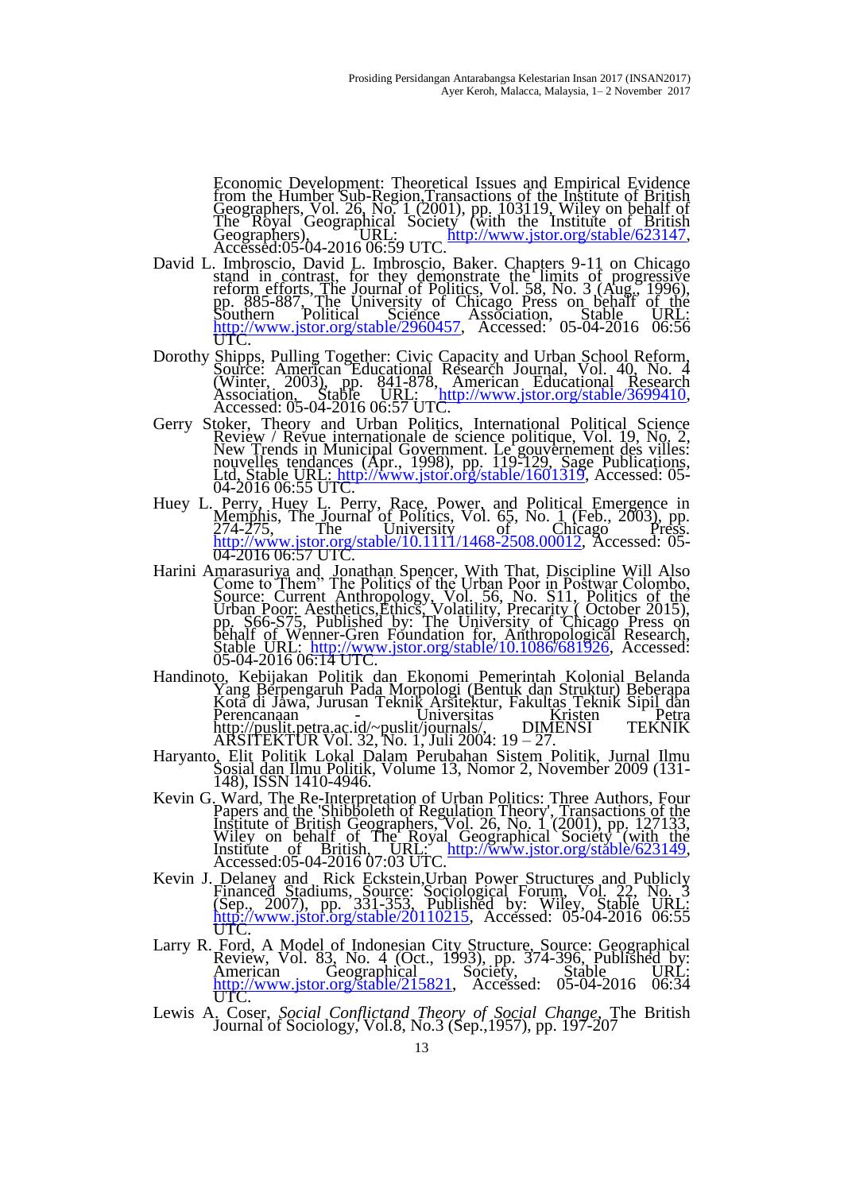Economic Development: Theoretical Issues and Empirical Evidence from the Humber Sub-Region,Transactions of the Institute of British Geographers, Vol. 26, No. 1 (2001), pp. 103119, Wiley on behalf of The Royal Geographical Society (with the Institute of British Geographers), URL: http://www.jstor.org/stable/623147, Accessed:05-04-2016 06:59 UTC.

David L. Imbroscio, David L. Imbroscio, Baker. Chapters 9-11 on Chicago stand in contrast, for they demonstrate the limits of progressive reform efforts, The Journal of Politics, Vol. 58, No. 3 (Aug., 1996), pp. 885-887, The University of Chicago Press on behalf of the Southern Political Science Association, Stable URL: http://www.jstor.org/stable/2960457, Accessed: 05-04-2016 06:56 UTC.

Dorothy Shipps, Pulling Together: Civic Capacity and Urban School Reform, Source: American Educational Research Journal, Vol. 40, No. 4 (Winter, 2003), pp. 841-878, American Educational Research Association, Stable URL: http://www.jstor.org/stable/3699410, Accessed: 05-04-2016 06:57 UTC.

Gerry Stoker, Theory and Urban Politics, International Political Science Review / Revue internationale de science politique, Vol. 19, No. 2, New Trends in Municipal Government. Le gouvernement des villes: nouvelles tendances (Apr., 1998), pp. 119-129, Sage Publications, Ltd, Stable URL: http://www.jstor.org/stable/1601319, Accessed: 05-04-2016 06:55 UTC.

Huey L. Perry, Huey L. Perry, Race, Power, and Political Emergence in Memphis, The Journal of Politics, Vol. 65, No. 1 (Feb., 2003), pp. 274-275, The University of Chicago Press. http://www.jstor.org/stable/10.1111/1468-2508.00012, Accessed: 05-04-2016 06:57 UTC.

Harini Amarasuriya and Jonathan Spencer, With That, Discipline Will Also Come to Them" The Politics of the Urban Poor in Postwar Colombo, Source: Current Anthropology, Vol. 56, No. S11, Politics of the Urban Poor: Aesthetics,Ethics, Volatility, Precarity ( October 2015), pp. S66-S75, Published by: The University of Chicago Press on behalf of Wenner-Gren Foundation for, Anthropological Research, Stable URL: http://www.jstor.org/stable/10.1086/681926, Accessed: 05-04-2016 06:14 UTC.

Handinoto, Kebijakan Politik dan Ekonomi Pemerintah Kolonial Belanda Yang Berpengaruh Pada Morpologi (Bentuk dan Struktur) Beberapa Kota di Jawa, Jurusan Teknik Arsitektur, Fakultas Teknik Sipil dan Perencanaan - Universitas Kristen Petra http://puslit.petra.ac.id/~puslit/journals/, DIMENSI TEKNIK ARSITEKTUR Vol. 32, No. 1, Juli 2004: 19 – 27.

Haryanto, Elit Politik Lokal Dalam Perubahan Sistem Politik, Jurnal Ilmu Sosial dan Ilmu Politik, Volume 13, Nomor 2, November 2009 (131-148), ISSN 1410-4946.

Kevin G. Ward, The Re-Interpretation of Urban Politics: Three Authors, Four Papers and the 'Shibboleth of Regulation Theory', Transactions of the Institute of British Geographers, Vol. 26, No. 1 (2001), pp. 127133, Wiley on behalf of The Royal Geographical Society (with the Institute of British, URL: http://www.jstor.org/stable/623149, Accessed:05-04-2016 07:03 UTC.

Kevin J. Delaney and Rick Eckstein,Urban Power Structures and Publicly Financed Stadiums, Source: Sociological Forum, Vol. 22, No. 3 (Sep., 2007), pp. 331-353, Published by: Wiley, Stable URL: http://www.jstor.org/stable/20110215, Accessed: 05-04-2016 06:55 UTC.

Larry R. Ford, A Model of Indonesian City Structure, Source: Geographical Review, Vol. 83, No. 4 (Oct., 1993), pp. 374-396, Published by: American Geographical Society, Stable URL: http://www.jstor.org/stable/215821, Accessed: 05-04-2016 06:34 UTC.

Lewis A. Coser, *Social Conflictand Theory of Social Change*, The British Journal of Sociology, Vol.8, No.3 (Sep.,1957), pp. 197-207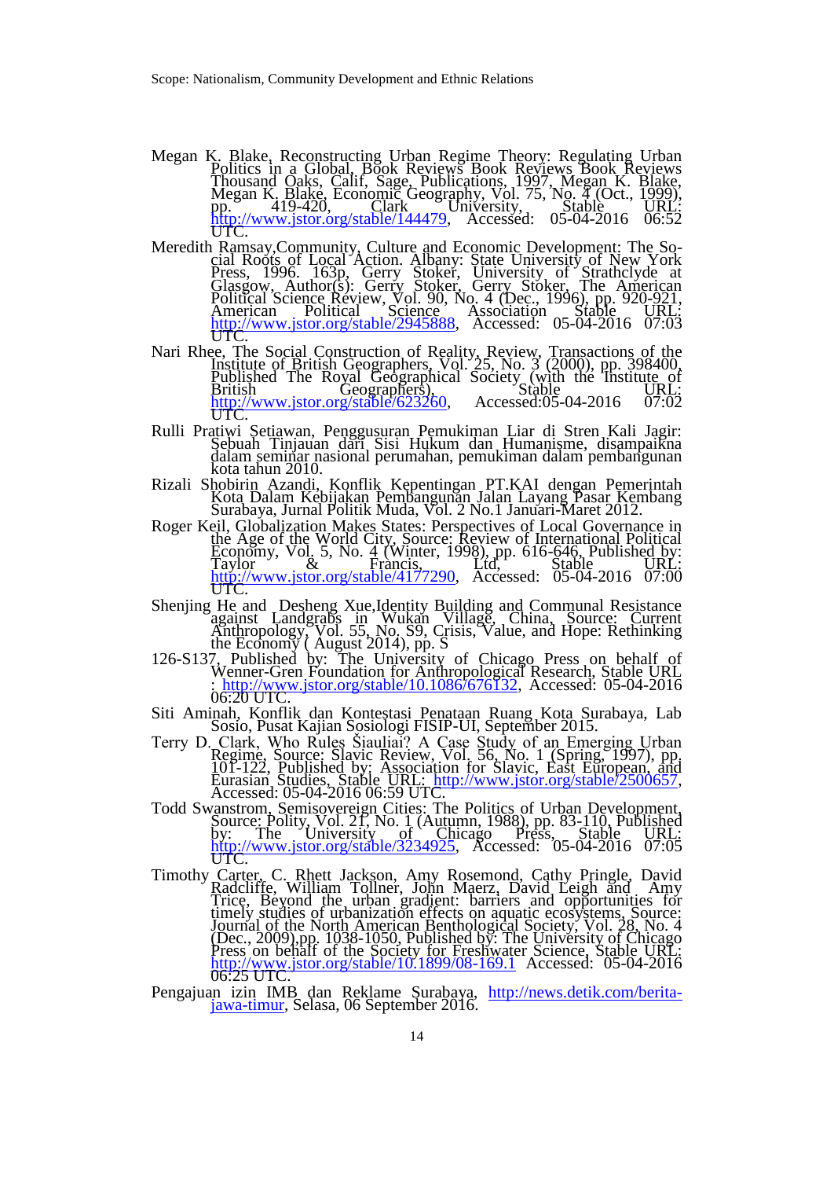Megan K. Blake, Reconstructing Urban Regime Theory: Regulating Urban Politics in a Global, Book Reviews Book Reviews Book Reviews Thousand Oaks, Calif, Sage, Publications, 1997, Megan K. Blake, Megan K. Blake, Economic Geography, Vol. 75, No. 4 (Oct., 1999), pp. 419-420, Clark University, Stable URL: http://www.jstor.org/stable/144479, Accessed: 05-04-2016 06:52 UTC.

Meredith Ramsay,Community, Culture and Economic Development: The Social Roots of Local Action. Albany: State University of New York Press, 1996. 163p, Gerry Stoker, University of Strathclyde at Glasgow, Author(s): Gerry Stoker, Gerry Stoker, The American Political Science Review, Vol. 90, No. 4 (Dec., 1996), pp. 920-921, American Political Science Association Stable URL: http://www.jstor.org/stable/2945888, Accessed: 05-04-2016 07:03 UTC.

Nari Rhee, The Social Construction of Reality, Review, Transactions of the Institute of British Geographers, Vol. 25, No. 3 (2000), pp. 398400, Published The Royal Geographical Society (with the Institute of British Geographers), Stable URL: http://www.jstor.org/stable/623260, Accessed:05-04-2016 07:02 UTC.

Rulli Pratiwi Setiawan, Penggusuran Pemukiman Liar di Stren Kali Jagir: Sebuah Tinjauan dari Sisi Hukum dan Humanisme, disampaikna dalam seminar nasional perumahan, pemukiman dalam pembangunan kota tahun 2010.

Rizali Shobirin Azandi, Konflik Kepentingan PT.KAI dengan Pemerintah Kota Dalam Kebijakan Pembangunan Jalan Layang Pasar Kembang Surabaya, Jurnal Politik Muda, Vol. 2 No.1 Januari-Maret 2012.

Roger Keil, Globalization Makes States: Perspectives of Local Governance in the Age of the World City, Source: Review of International Political Economy, Vol. 5, No. 4 (Winter, 1998), pp. 616-646, Published by: Taylor & Francis, Ltd, Stable URL: http://www.jstor.org/stable/4177290, Accessed: 05-04-2016 07:00 UTC.

Shenjing He and Desheng Xue,Identity Building and Communal Resistance against Landgrabs in Wukan Village, China, Source: Current Anthropology, Vol. 55, No. S9, Crisis, Value, and Hope: Rethinking the Economy ( August 2014), pp. S

126-S137, Published by: The University of Chicago Press on behalf of Wenner-Gren Foundation for Anthropological Research, Stable URL : http://www.jstor.org/stable/10.1086/676132, Accessed: 05-04-2016 06:20 UTC.

Siti Aminah, Konflik dan Kontestasi Penataan Ruang Kota Surabaya, Lab Sosio, Pusat Kajian Sosiologi FISIP-UI, September 2015.

Terry D. Clark, Who Rules Šiauliai? A Case Study of an Emerging Urban Regime, Source: Slavic Review, Vol. 56, No. 1 (Spring, 1997), pp. 101-122, Published by: Association for Slavic, East European, and Eurasian Studies, Stable URL: http://www.jstor.org/stable/2500657, Accessed: 05-04-2016 06:59 UTC.

Todd Swanstrom, Semisovereign Cities: The Politics of Urban Development, Source: Polity, Vol. 21, No. 1 (Autumn, 1988), pp. 83-110, Published by: The University of Chicago Press, Stable URL: http://www.jstor.org/stable/3234925, Accessed: 05-04-2016 07:05 UTC.

Timothy Carter, C. Rhett Jackson, Amy Rosemond, Cathy Pringle, David Radcliffe, William Tollner, John Maerz, David Leigh and Amy Trice, Beyond the urban gradient: barriers and opportunities for timely studies of urbanization effects on aquatic ecosystems, Source: Journal of the North American Benthological Society, Vol. 28, No. 4 (Dec., 2009),pp. 1038-1050, Published by: The University of Chicago Press on behalf of the Society for Freshwater Science, Stable URL: http://www.jstor.org/stable/10.1899/08-169.1 Accessed: 05-04-2016 06:25 UTC.

Pengajuan izin IMB dan Reklame Surabaya, http://news.detik.com/berita-jawa-timur, Selasa, 06 September 2016.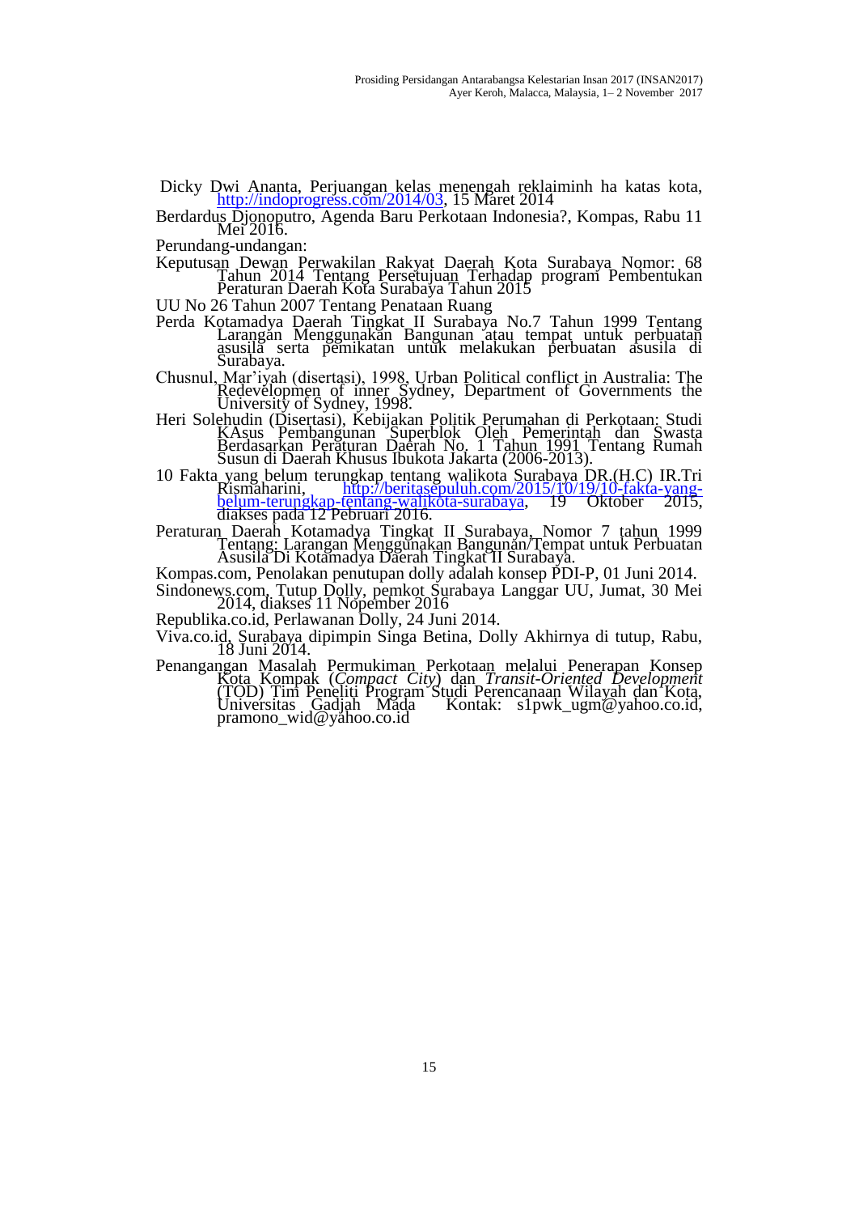Dicky Dwi Ananta, Perjuangan kelas menengah reklaiminh ha katas kota, http://indoprogress.com/2014/03, 15 Maret 2014

Berdardus Djonoputro, Agenda Baru Perkotaan Indonesia?, Kompas, Rabu 11 Mei 2016.

Perundang-undangan:

Keputusan Dewan Perwakilan Rakyat Daerah Kota Surabaya Nomor: 68 Tahun 2014 Tentang Persetujuan Terhadap program Pembentukan Peraturan Daerah Kota Surabaya Tahun 2015

UU No 26 Tahun 2007 Tentang Penataan Ruang

Perda Kotamadya Daerah Tingkat II Surabaya No.7 Tahun 1999 Tentang Larangan Menggunakan Bangunan atau tempat untuk perbuatan asusila serta pemikatan untuk melakukan perbuatan asusila di Surabaya.

Chusnul, Mar'iyah (disertasi), 1998, Urban Political conflict in Australia: The Redevelopmen of inner Sydney, Department of Governments the University of Sydney, 1998.

Heri Solehudin (Disertasi), Kebijakan Politik Perumahan di Perkotaan: Studi KAsus Pembangunan Superblok Oleh Pemerintah dan Swasta Berdasarkan Peraturan Daerah No. 1 Tahun 1991 Tentang Rumah Susun di Daerah Khusus Ibukota Jakarta (2006-2013).

10 Fakta yang belum terungkap tentang walikota Surabaya DR.(H.C) IR.Tri Rismaharini, http://beritasepuluh.com/2015/10/19/10-fakta-yang-belum-terungkap-tentang-walikota-surabaya, 19 Oktober 2015, diakses pada 12 Pebruari 2016.

Peraturan Daerah Kotamadya Tingkat II Surabaya, Nomor 7 tahun 1999 Tentang: Larangan Menggunakan Bangunan/Tempat untuk Perbuatan Asusila Di Kotamadya Daerah Tingkat II Surabaya.

Kompas.com, Penolakan penutupan dolly adalah konsep PDI-P, 01 Juni 2014.

Sindonews.com, Tutup Dolly, pemkot Surabaya Langgar UU, Jumat, 30 Mei 2014, diakses 11 Nopember 2016

Republika.co.id, Perlawanan Dolly, 24 Juni 2014.

Viva.co.id, Surabaya dipimpin Singa Betina, Dolly Akhirnya di tutup, Rabu, 18 Juni 2014.

Penangangan Masalah Permukiman Perkotaan melalui Penerapan Konsep Kota Kompak (*Compact City*) dan *Transit-Oriented Development* (TOD) Tim Peneliti Program Studi Perencanaan Wilayah dan Kota, Universitas Gadjah Mada Kontak: s1pwk_ugm@yahoo.co.id, pramono_wid@yahoo.co.id